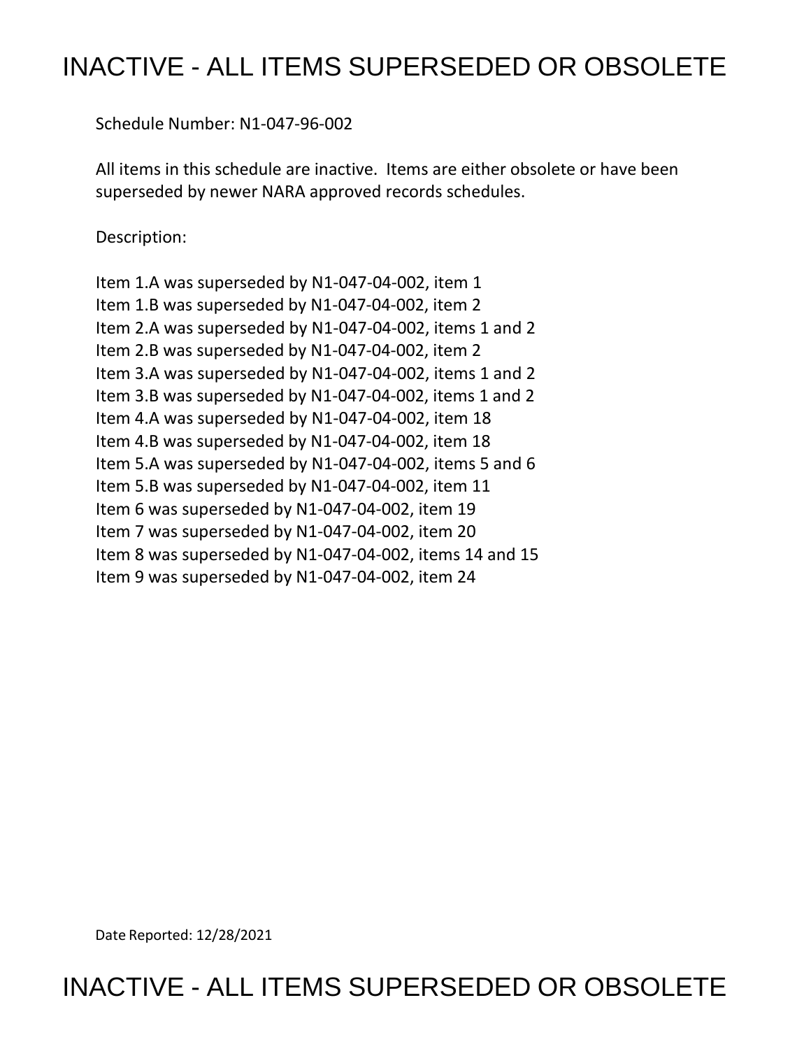# INACTIVE - ALL ITEMS SUPERSEDED OR OBSOLETE

Schedule Number: N1-047-96-002

All items in this schedule are inactive. Items are either obsolete or have been superseded by newer NARA approved records schedules.

Description:

Item 1.A was superseded by N1-047-04-002, item 1
Item 1.B was superseded by N1-047-04-002, item 2
Item 2.A was superseded by N1-047-04-002, items 1 and 2
Item 2.B was superseded by N1-047-04-002, item 2
Item 3.A was superseded by N1-047-04-002, items 1 and 2
Item 3.B was superseded by N1-047-04-002, items 1 and 2
Item 4.A was superseded by N1-047-04-002, item 18
Item 4.B was superseded by N1-047-04-002, item 18
Item 5.A was superseded by N1-047-04-002, items 5 and 6
Item 5.B was superseded by N1-047-04-002, item 11
Item 6 was superseded by N1-047-04-002, item 19
Item 7 was superseded by N1-047-04-002, item 20
Item 8 was superseded by N1-047-04-002, items 14 and 15
Item 9 was superseded by N1-047-04-002, item 24

Date Reported: 12/28/2021

# INACTIVE - ALL ITEMS SUPERSEDED OR OBSOLETE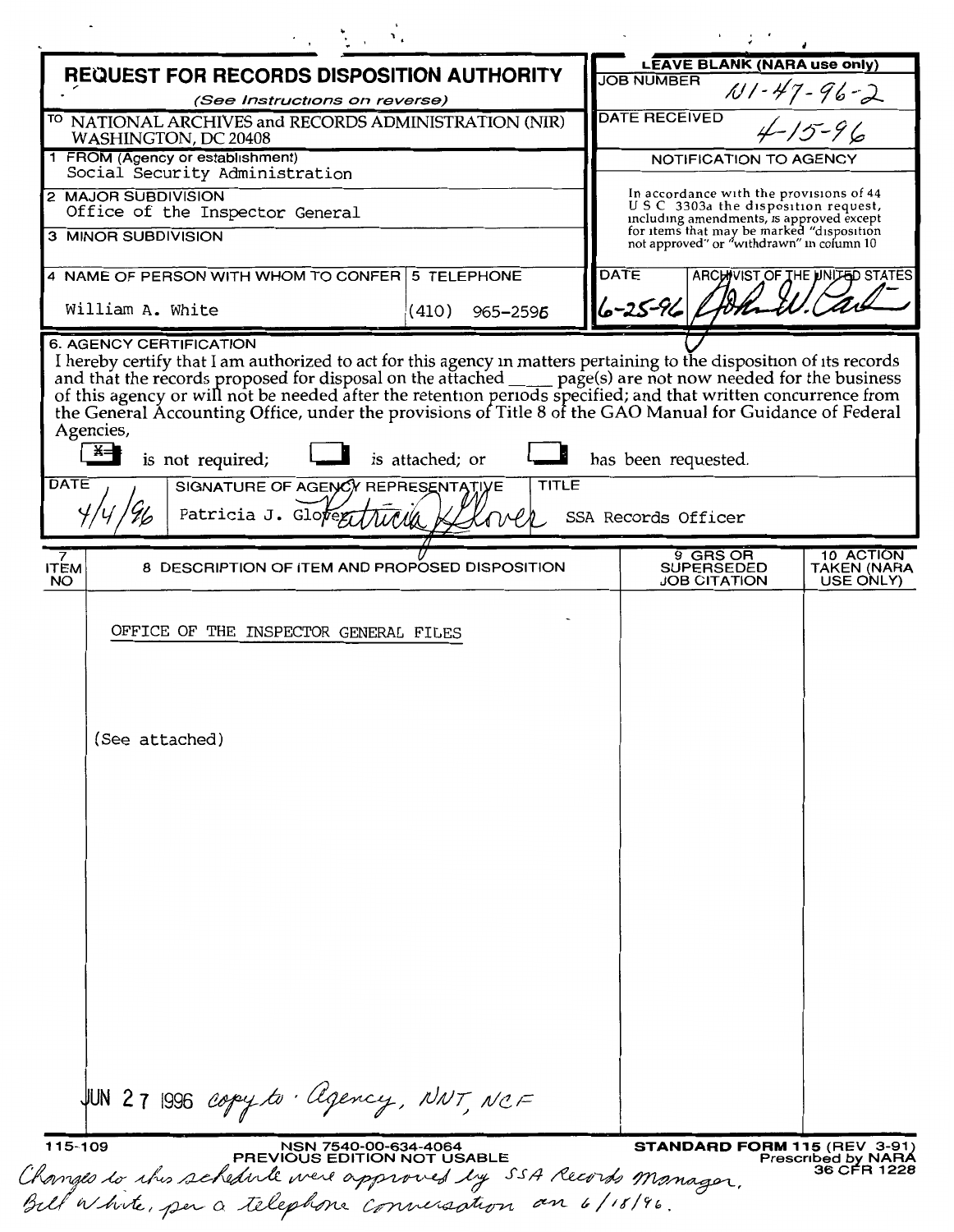# REQUEST FOR RECORDS DISPOSITION AUTHORITY

*(See Instructions on reverse)*

| LEAVE BLANK (NARA use only) | |
|---|---|
| JOB NUMBER | N1-47-96-2 |
| DATE RECEIVED | 4-15-96 |

TO NATIONAL ARCHIVES and RECORDS ADMINISTRATION (NIR) WASHINGTON, DC 20408

1 FROM (Agency or establishment)
Social Security Administration

2 MAJOR SUBDIVISION
Office of the Inspector General

3 MINOR SUBDIVISION

4 NAME OF PERSON WITH WHOM TO CONFER: William A. White

5 TELEPHONE: (410) 965-2596

**NOTIFICATION TO AGENCY**

In accordance with the provisions of 44 U S C 3303a the disposition request, including amendments, is approved except for items that may be marked "disposition not approved" or "withdrawn" in column 10

DATE: 6-25-96 ARCHIVIST OF THE UNITED STATES: John W. Carlin

**6. AGENCY CERTIFICATION**

I hereby certify that I am authorized to act for this agency in matters pertaining to the disposition of its records and that the records proposed for disposal on the attached ____ page(s) are not now needed for the business of this agency or will not be needed after the retention periods specified; and that written concurrence from the General Accounting Office, under the provisions of Title 8 of the GAO Manual for Guidance of Federal Agencies,

[X] is not required; [ ] is attached; or [ ] has been requested.

| DATE | SIGNATURE OF AGENCY REPRESENTATIVE | TITLE |
|---|---|---|
| 4/4/96 | Patricia J. Glover | SSA Records Officer |

| 7 ITEM NO | 8 DESCRIPTION OF ITEM AND PROPOSED DISPOSITION | 9 GRS OR SUPERSEDED JOB CITATION | 10 ACTION TAKEN (NARA USE ONLY) |
|---|---|---|---|
| | OFFICE OF THE INSPECTOR GENERAL FILES<br><br>(See attached)<br><br>JUN 27 1996 copy to · Agency, NNT, NCF | | |

115-109 NSN 7540-00-634-4064 PREVIOUS EDITION NOT USABLE

STANDARD FORM 115 (REV 3-91) Prescribed by NARA 36 CFR 1228

Changes to this schedule were approved by SSA Records Manager, Bill White, per a telephone conversation on 6/18/96.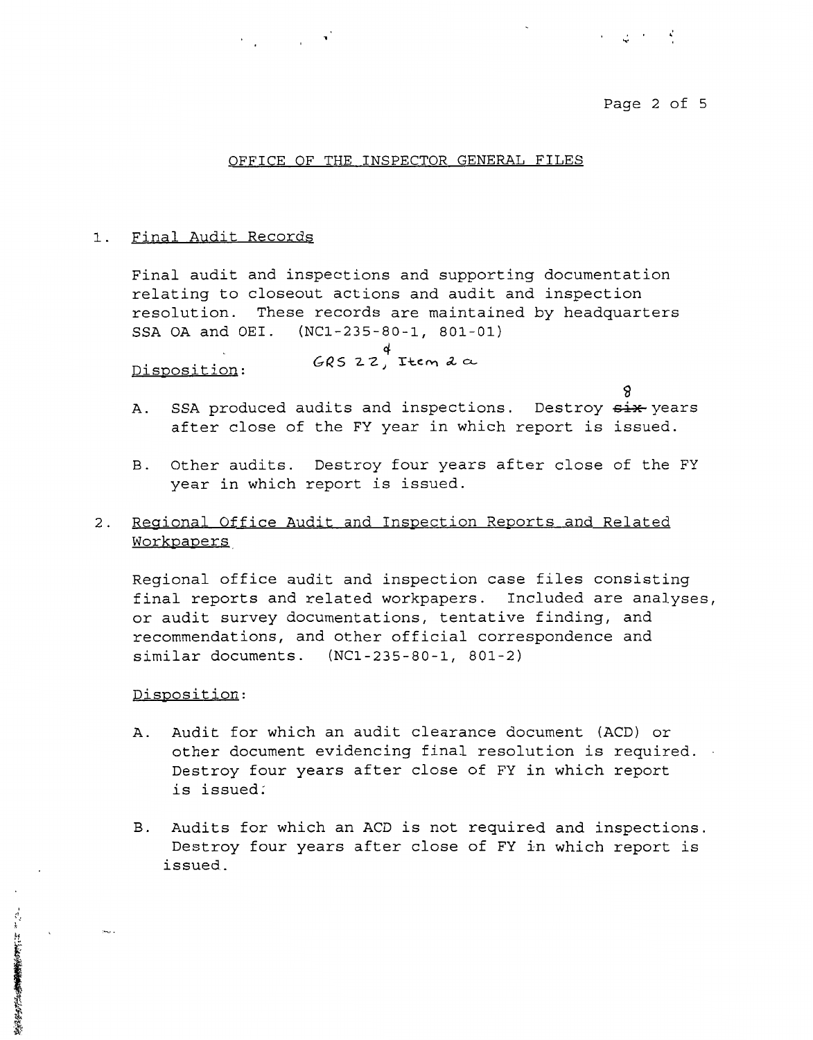## OFFICE OF THE INSPECTOR GENERAL FILES

1. Final Audit Records

   Final audit and inspections and supporting documentation relating to closeout actions and audit and inspection resolution. These records are maintained by headquarters SSA OA and OEI. (NC1-235-80-1, 801-01)

   Disposition: GRS 22, Item 4a

   A. SSA produced audits and inspections. Destroy ~~six~~ 8 years after close of the FY year in which report is issued.

   B. Other audits. Destroy four years after close of the FY year in which report is issued.

2. Regional Office Audit and Inspection Reports and Related Workpapers

   Regional office audit and inspection case files consisting final reports and related workpapers. Included are analyses, or audit survey documentations, tentative finding, and recommendations, and other official correspondence and similar documents. (NC1-235-80-1, 801-2)

   Disposition:

   A. Audit for which an audit clearance document (ACD) or other document evidencing final resolution is required. Destroy four years after close of FY in which report is issued.

   B. Audits for which an ACD is not required and inspections. Destroy four years after close of FY in which report is issued.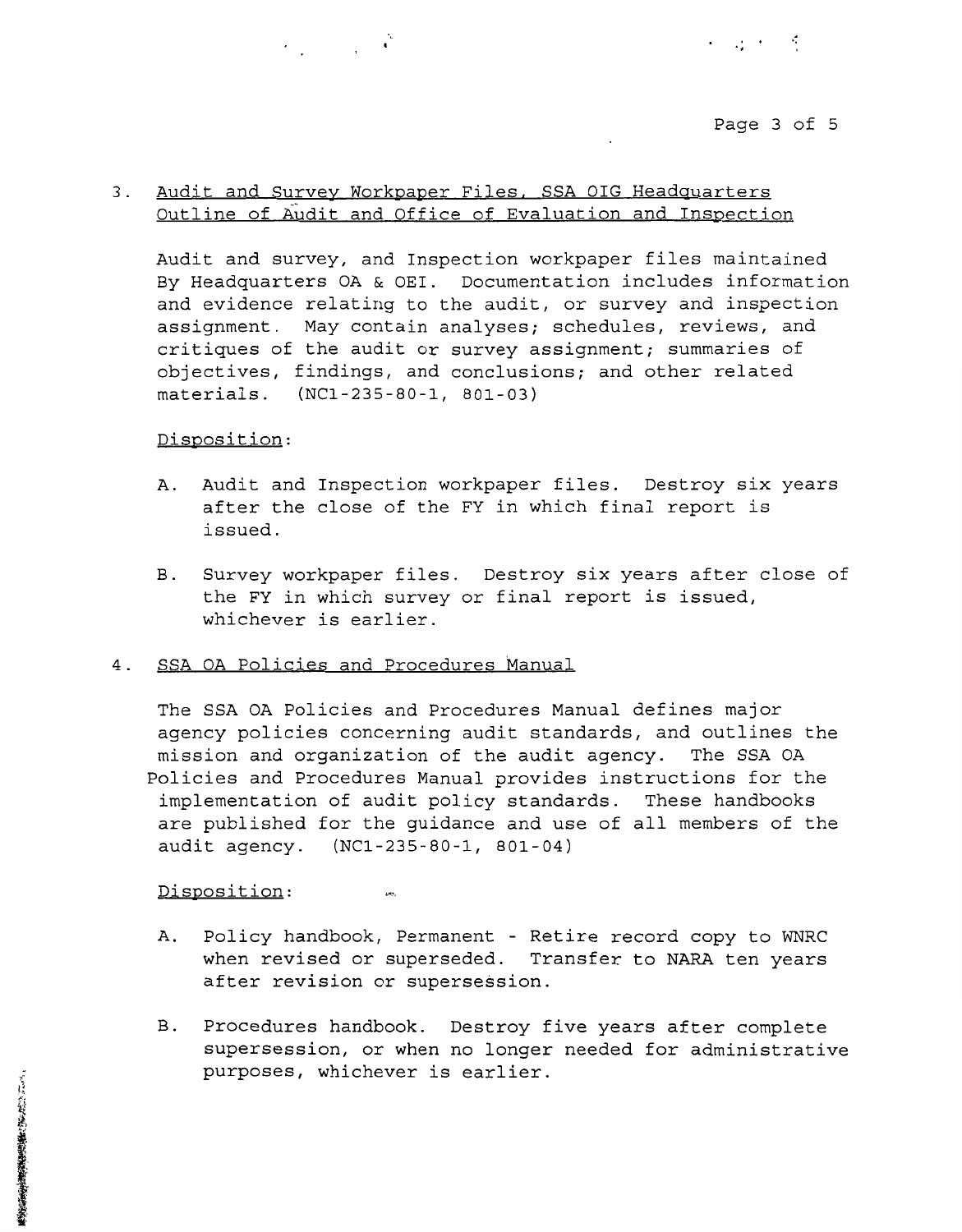3. <u>Audit and Survey Workpaper Files, SSA OIG Headquarters Outline of Audit and Office of Evaluation and Inspection</u>

   Audit and survey, and Inspection workpaper files maintained By Headquarters OA & OEI. Documentation includes information and evidence relating to the audit, or survey and inspection assignment. May contain analyses; schedules, reviews, and critiques of the audit or survey assignment; summaries of objectives, findings, and conclusions; and other related materials. (NC1-235-80-1, 801-03)

   <u>Disposition</u>:

   A. Audit and Inspection workpaper files. Destroy six years after the close of the FY in which final report is issued.

   B. Survey workpaper files. Destroy six years after close of the FY in which survey or final report is issued, whichever is earlier.

4. <u>SSA OA Policies and Procedures Manual</u>

   The SSA OA Policies and Procedures Manual defines major agency policies concerning audit standards, and outlines the mission and organization of the audit agency. The SSA OA Policies and Procedures Manual provides instructions for the implementation of audit policy standards. These handbooks are published for the guidance and use of all members of the audit agency. (NC1-235-80-1, 801-04)

   <u>Disposition</u>:

   A. Policy handbook, Permanent - Retire record copy to WNRC when revised or superseded. Transfer to NARA ten years after revision or supersession.

   B. Procedures handbook. Destroy five years after complete supersession, or when no longer needed for administrative purposes, whichever is earlier.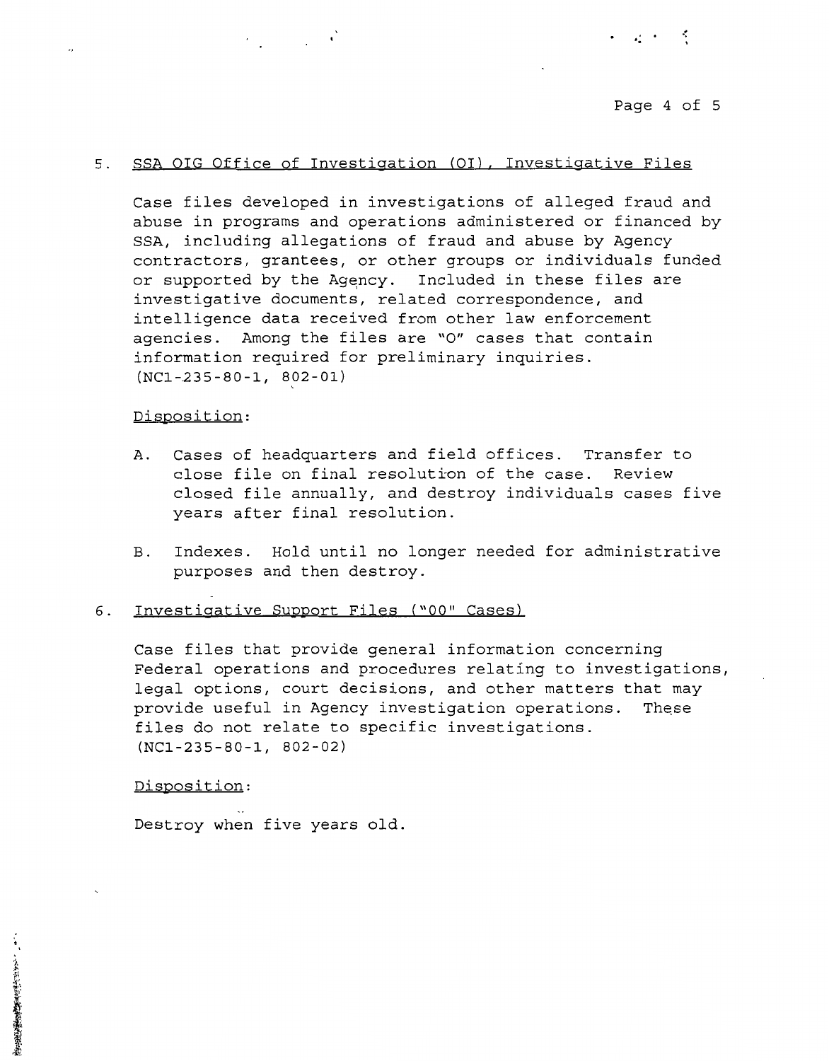5. <u>SSA OIG Office of Investigation (OI), Investigative Files</u>

   Case files developed in investigations of alleged fraud and abuse in programs and operations administered or financed by SSA, including allegations of fraud and abuse by Agency contractors, grantees, or other groups or individuals funded or supported by the Agency. Included in these files are investigative documents, related correspondence, and intelligence data received from other law enforcement agencies. Among the files are "O" cases that contain information required for preliminary inquiries. (NC1-235-80-1, 802-01)

   <u>Disposition</u>:

   A. Cases of headquarters and field offices. Transfer to close file on final resolution of the case. Review closed file annually, and destroy individuals cases five years after final resolution.

   B. Indexes. Hold until no longer needed for administrative purposes and then destroy.

6. <u>Investigative Support Files ("00" Cases)</u>

   Case files that provide general information concerning Federal operations and procedures relating to investigations, legal options, court decisions, and other matters that may provide useful in Agency investigation operations. These files do not relate to specific investigations. (NC1-235-80-1, 802-02)

   <u>Disposition</u>:

   Destroy when five years old.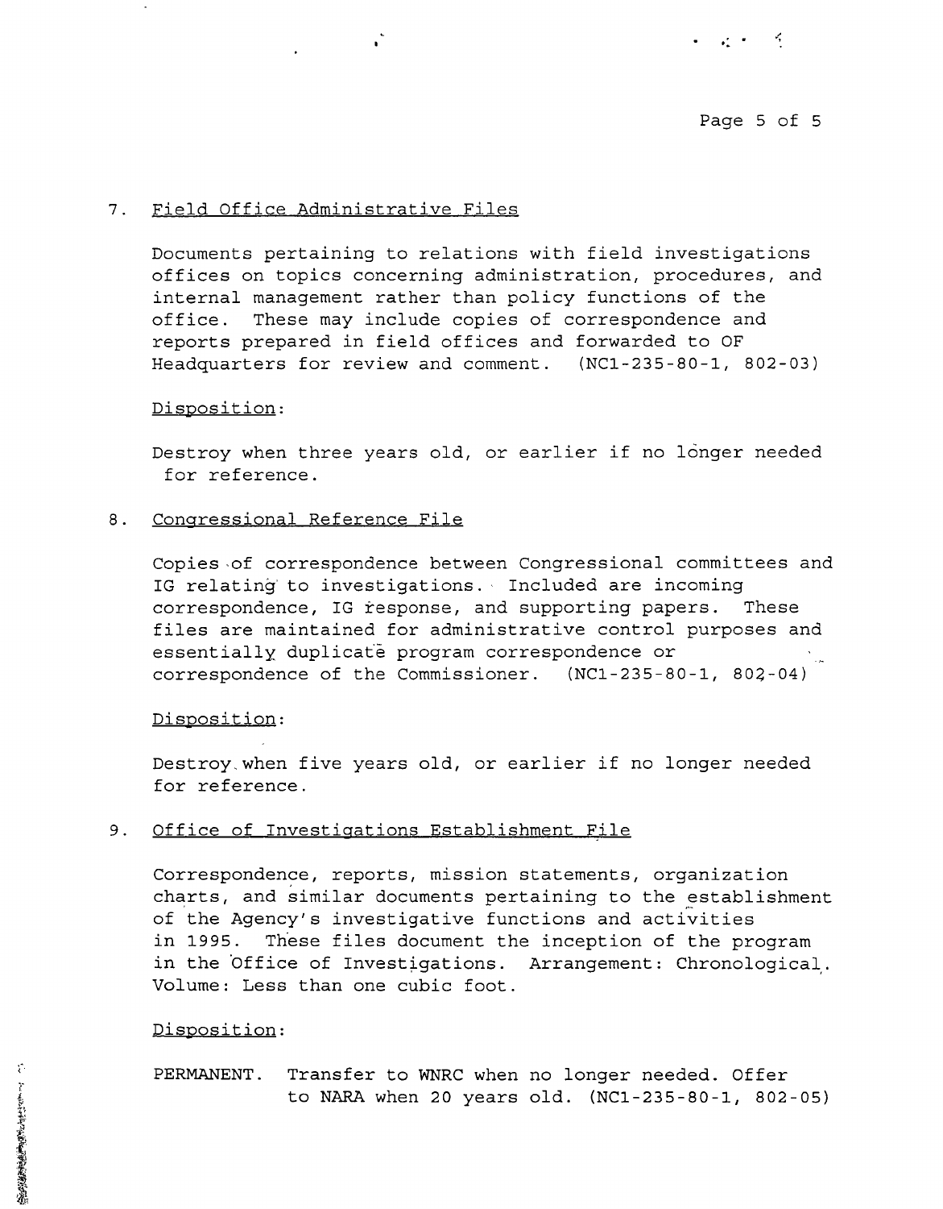7. Field Office Administrative Files

   Documents pertaining to relations with field investigations offices on topics concerning administration, procedures, and internal management rather than policy functions of the office. These may include copies of correspondence and reports prepared in field offices and forwarded to OF Headquarters for review and comment. (NC1-235-80-1, 802-03)

   Disposition:

   Destroy when three years old, or earlier if no longer needed for reference.

8. Congressional Reference File

   Copies of correspondence between Congressional committees and IG relating to investigations. Included are incoming correspondence, IG response, and supporting papers. These files are maintained for administrative control purposes and essentially duplicate program correspondence or correspondence of the Commissioner. (NC1-235-80-1, 802-04)

   Disposition:

   Destroy when five years old, or earlier if no longer needed for reference.

9. Office of Investigations Establishment File

   Correspondence, reports, mission statements, organization charts, and similar documents pertaining to the establishment of the Agency's investigative functions and activities in 1995. These files document the inception of the program in the Office of Investigations. Arrangement: Chronological. Volume: Less than one cubic foot.

   Disposition:

   PERMANENT. Transfer to WNRC when no longer needed. Offer to NARA when 20 years old. (NC1-235-80-1, 802-05)